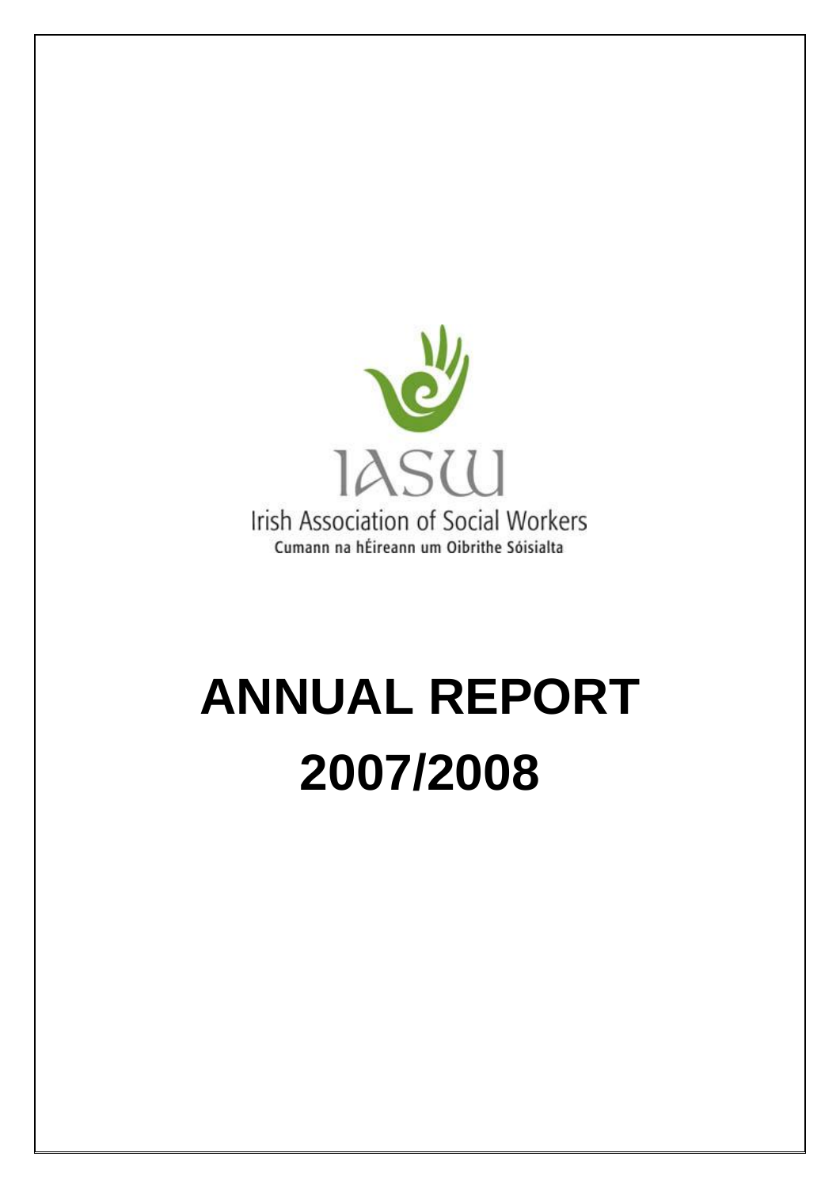IASW

Irish Association of Social Workers

Cumann na hÉireann um Oibrithe Sóisialta

# ANNUAL REPORT 2007/2008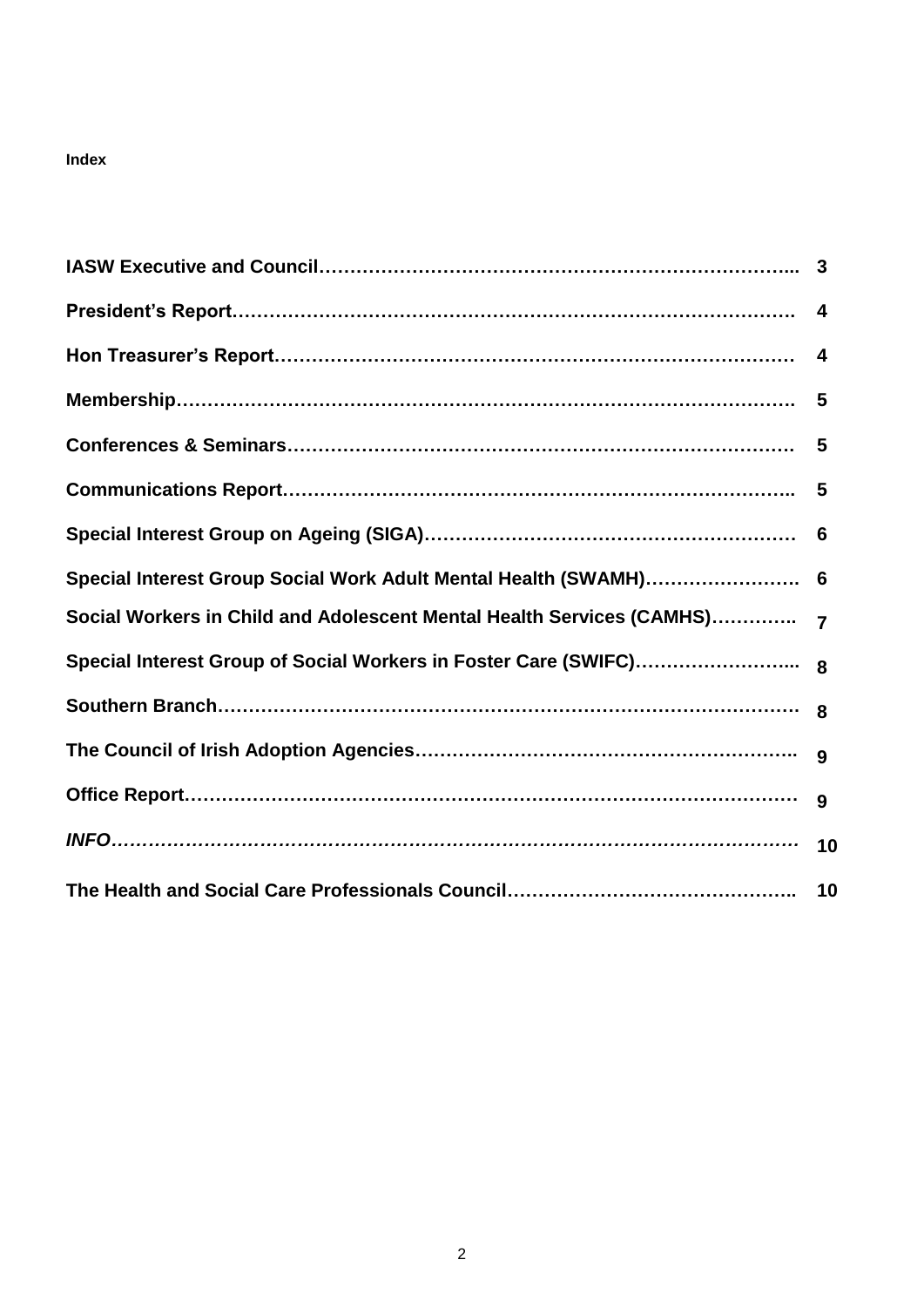**Index**

| | |
|---|---|
| **IASW Executive and Council…………………………………………………………………...** | **3** |
| **President's Report…………………………………………………………………………….** | **4** |
| **Hon Treasurer's Report………………………………………………………………………** | **4** |
| **Membership……………………………………………………………………………………….** | **5** |
| **Conferences & Seminars……………………………………………………………………….** | **5** |
| **Communications Report……………………………………………………………………..** | **5** |
| **Special Interest Group on Ageing (SIGA)…………………………………………………** | **6** |
| **Special Interest Group Social Work Adult Mental Health (SWAMH)…………………….** | **6** |
| **Social Workers in Child and Adolescent Mental Health Services (CAMHS)…………..** | **7** |
| **Special Interest Group of Social Workers in Foster Care (SWIFC)……………………...** | **8** |
| **Southern Branch…………………………………………………………………………………** | **8** |
| **The Council of Irish Adoption Agencies………………………………………………..** | **9** |
| **Office Report………………………………………………………………………………………** | **9** |
| ***INFO…………………………………………………………………………………………………*** | **10** |
| **The Health and Social Care Professionals Council………………………………………..** | **10** |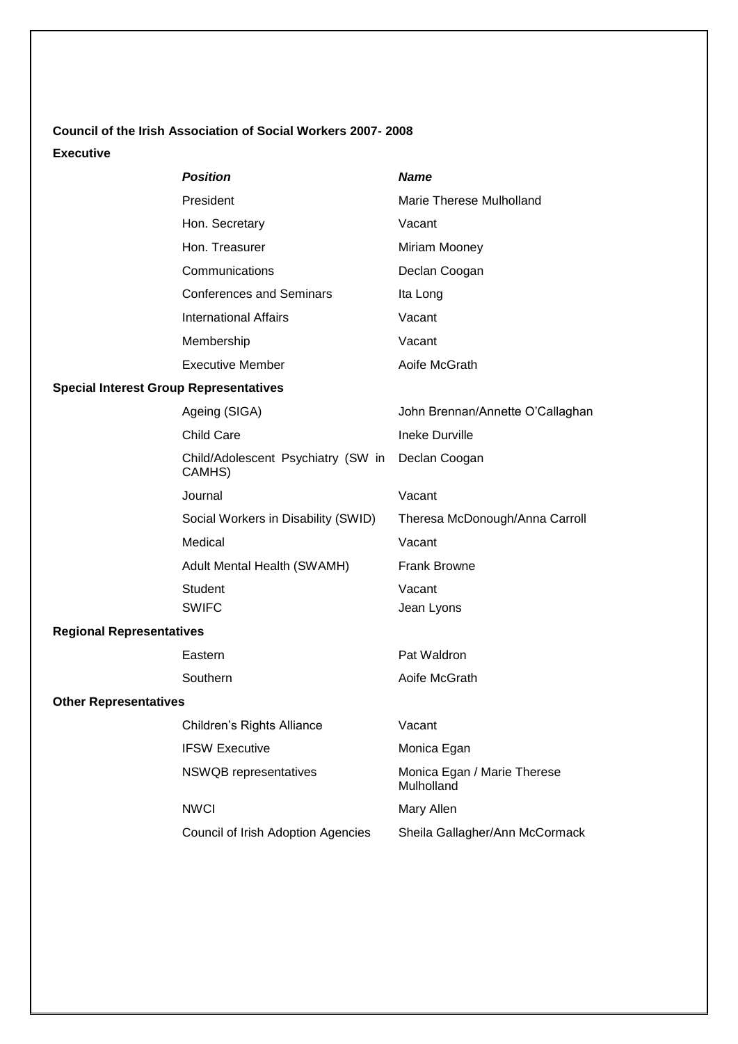**Council of the Irish Association of Social Workers 2007- 2008**

**Executive**

| *Position* | *Name* |
| --- | --- |
| President | Marie Therese Mulholland |
| Hon. Secretary | Vacant |
| Hon. Treasurer | Miriam Mooney |
| Communications | Declan Coogan |
| Conferences and Seminars | Ita Long |
| International Affairs | Vacant |
| Membership | Vacant |
| Executive Member | Aoife McGrath |

**Special Interest Group Representatives**

| | |
| --- | --- |
| Ageing (SIGA) | John Brennan/Annette O'Callaghan |
| Child Care | Ineke Durville |
| Child/Adolescent Psychiatry (SW in CAMHS) | Declan Coogan |
| Journal | Vacant |
| Social Workers in Disability (SWID) | Theresa McDonough/Anna Carroll |
| Medical | Vacant |
| Adult Mental Health (SWAMH) | Frank Browne |
| Student | Vacant |
| SWIFC | Jean Lyons |

**Regional Representatives**

| | |
| --- | --- |
| Eastern | Pat Waldron |
| Southern | Aoife McGrath |

**Other Representatives**

| | |
| --- | --- |
| Children's Rights Alliance | Vacant |
| IFSW Executive | Monica Egan |
| NSWQB representatives | Monica Egan / Marie Therese Mulholland |
| NWCI | Mary Allen |
| Council of Irish Adoption Agencies | Sheila Gallagher/Ann McCormack |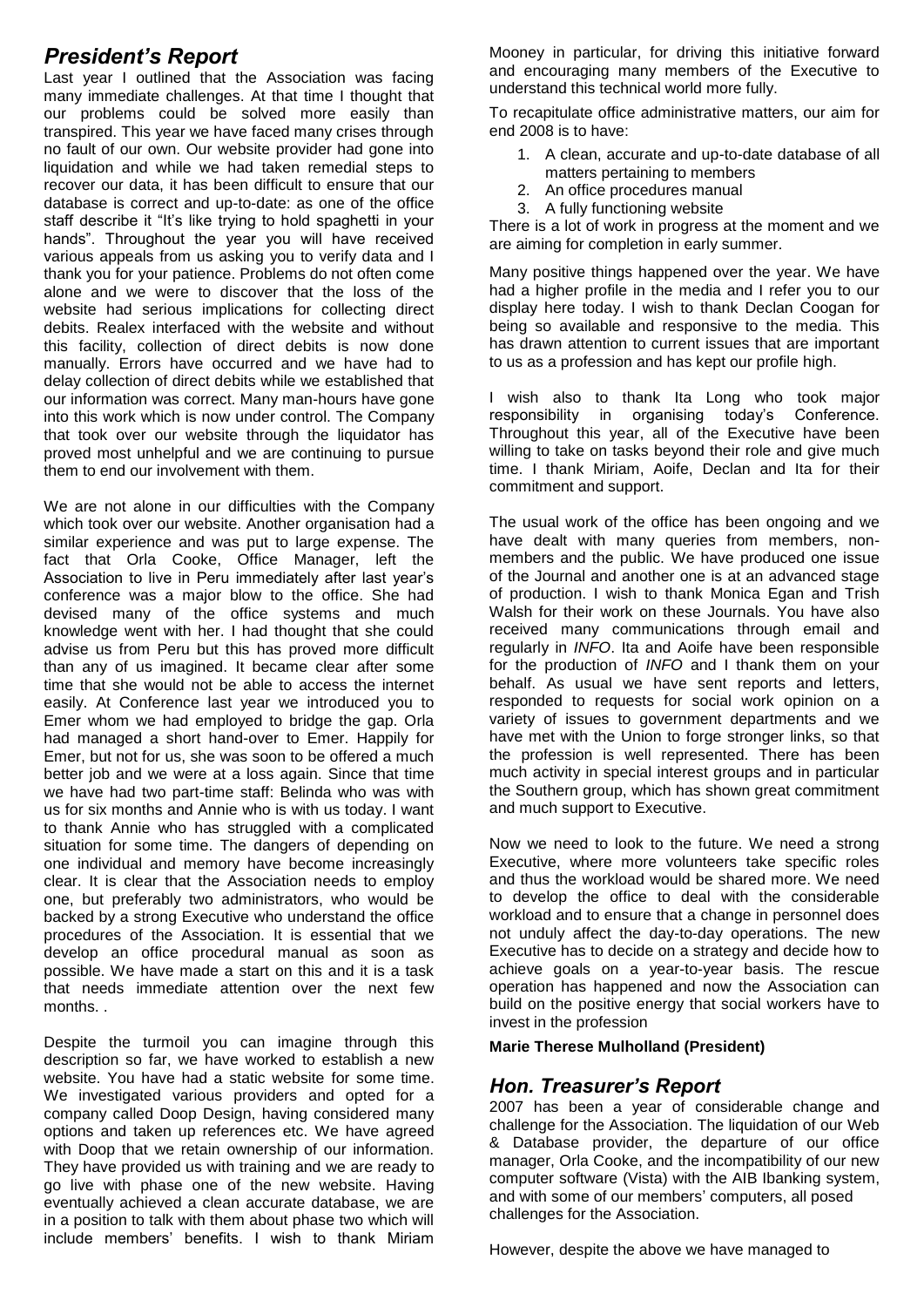## *President's Report*

Last year I outlined that the Association was facing many immediate challenges. At that time I thought that our problems could be solved more easily than transpired. This year we have faced many crises through no fault of our own. Our website provider had gone into liquidation and while we had taken remedial steps to recover our data, it has been difficult to ensure that our database is correct and up-to-date: as one of the office staff describe it "It's like trying to hold spaghetti in your hands". Throughout the year you will have received various appeals from us asking you to verify data and I thank you for your patience. Problems do not often come alone and we were to discover that the loss of the website had serious implications for collecting direct debits. Realex interfaced with the website and without this facility, collection of direct debits is now done manually. Errors have occurred and we have had to delay collection of direct debits while we established that our information was correct. Many man-hours have gone into this work which is now under control. The Company that took over our website through the liquidator has proved most unhelpful and we are continuing to pursue them to end our involvement with them.

We are not alone in our difficulties with the Company which took over our website. Another organisation had a similar experience and was put to large expense. The fact that Orla Cooke, Office Manager, left the Association to live in Peru immediately after last year's conference was a major blow to the office. She had devised many of the office systems and much knowledge went with her. I had thought that she could advise us from Peru but this has proved more difficult than any of us imagined. It became clear after some time that she would not be able to access the internet easily. At Conference last year we introduced you to Emer whom we had employed to bridge the gap. Orla had managed a short hand-over to Emer. Happily for Emer, but not for us, she was soon to be offered a much better job and we were at a loss again. Since that time we have had two part-time staff: Belinda who was with us for six months and Annie who is with us today. I want to thank Annie who has struggled with a complicated situation for some time. The dangers of depending on one individual and memory have become increasingly clear. It is clear that the Association needs to employ one, but preferably two administrators, who would be backed by a strong Executive who understand the office procedures of the Association. It is essential that we develop an office procedural manual as soon as possible. We have made a start on this and it is a task that needs immediate attention over the next few months. .

Despite the turmoil you can imagine through this description so far, we have worked to establish a new website. You have had a static website for some time. We investigated various providers and opted for a company called Doop Design, having considered many options and taken up references etc. We have agreed with Doop that we retain ownership of our information. They have provided us with training and we are ready to go live with phase one of the new website. Having eventually achieved a clean accurate database, we are in a position to talk with them about phase two which will include members' benefits. I wish to thank Miriam Mooney in particular, for driving this initiative forward and encouraging many members of the Executive to understand this technical world more fully.

To recapitulate office administrative matters, our aim for end 2008 is to have:

1. A clean, accurate and up-to-date database of all matters pertaining to members
2. An office procedures manual
3. A fully functioning website

There is a lot of work in progress at the moment and we are aiming for completion in early summer.

Many positive things happened over the year. We have had a higher profile in the media and I refer you to our display here today. I wish to thank Declan Coogan for being so available and responsive to the media. This has drawn attention to current issues that are important to us as a profession and has kept our profile high.

I wish also to thank Ita Long who took major responsibility in organising today's Conference. Throughout this year, all of the Executive have been willing to take on tasks beyond their role and give much time. I thank Miriam, Aoife, Declan and Ita for their commitment and support.

The usual work of the office has been ongoing and we have dealt with many queries from members, non-members and the public. We have produced one issue of the Journal and another one is at an advanced stage of production. I wish to thank Monica Egan and Trish Walsh for their work on these Journals. You have also received many communications through email and regularly in *INFO*. Ita and Aoife have been responsible for the production of *INFO* and I thank them on your behalf. As usual we have sent reports and letters, responded to requests for social work opinion on a variety of issues to government departments and we have met with the Union to forge stronger links, so that the profession is well represented. There has been much activity in special interest groups and in particular the Southern group, which has shown great commitment and much support to Executive.

Now we need to look to the future. We need a strong Executive, where more volunteers take specific roles and thus the workload would be shared more. We need to develop the office to deal with the considerable workload and to ensure that a change in personnel does not unduly affect the day-to-day operations. The new Executive has to decide on a strategy and decide how to achieve goals on a year-to-year basis. The rescue operation has happened and now the Association can build on the positive energy that social workers have to invest in the profession

**Marie Therese Mulholland (President)**

## *Hon. Treasurer's Report*

2007 has been a year of considerable change and challenge for the Association. The liquidation of our Web & Database provider, the departure of our office manager, Orla Cooke, and the incompatibility of our new computer software (Vista) with the AIB Ibanking system, and with some of our members' computers, all posed challenges for the Association.

However, despite the above we have managed to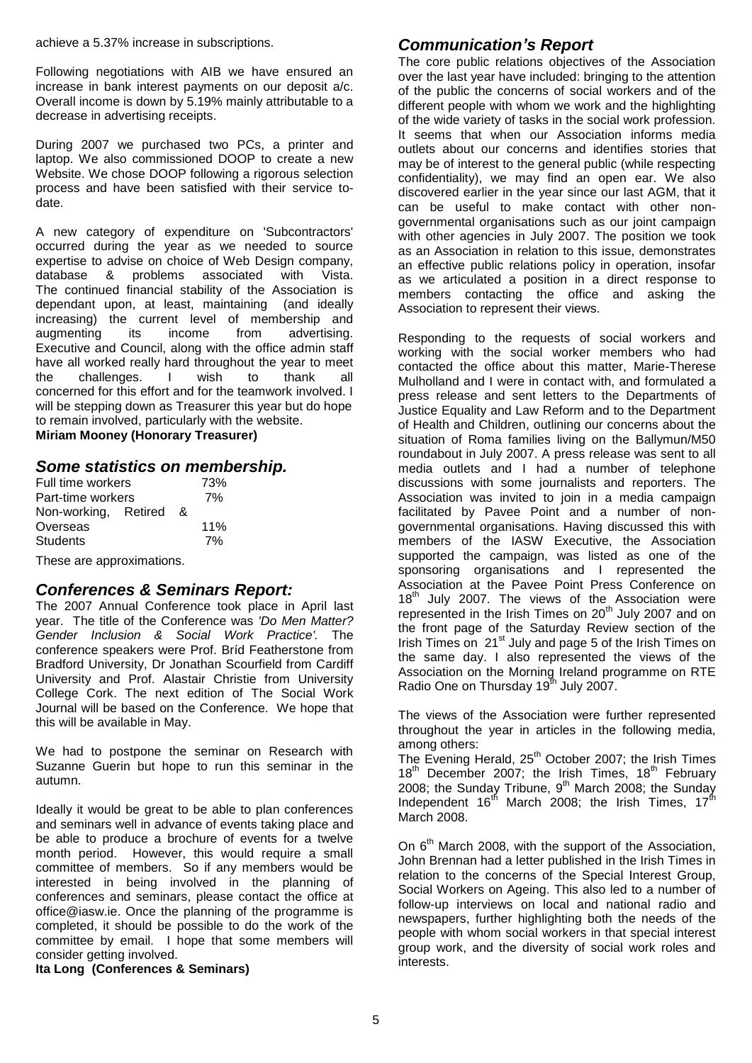achieve a 5.37% increase in subscriptions.

Following negotiations with AIB we have ensured an increase in bank interest payments on our deposit a/c. Overall income is down by 5.19% mainly attributable to a decrease in advertising receipts.

During 2007 we purchased two PCs, a printer and laptop. We also commissioned DOOP to create a new Website. We chose DOOP following a rigorous selection process and have been satisfied with their service to-date.

A new category of expenditure on 'Subcontractors' occurred during the year as we needed to source expertise to advise on choice of Web Design company, database & problems associated with Vista. The continued financial stability of the Association is dependant upon, at least, maintaining (and ideally increasing) the current level of membership and augmenting its income from advertising. Executive and Council, along with the office admin staff have all worked really hard throughout the year to meet the challenges. I wish to thank all concerned for this effort and for the teamwork involved. I will be stepping down as Treasurer this year but do hope to remain involved, particularly with the website.

**Miriam Mooney (Honorary Treasurer)**

## *Some statistics on membership.*

| | |
|---|---|
| Full time workers | 73% |
| Part-time workers | 7% |
| Non-working, Retired & Overseas | 11% |
| Students | 7% |

These are approximations.

## *Conferences & Seminars Report:*

The 2007 Annual Conference took place in April last year. The title of the Conference was *'Do Men Matter? Gender Inclusion & Social Work Practice'.* The conference speakers were Prof. Bríd Featherstone from Bradford University, Dr Jonathan Scourfield from Cardiff University and Prof. Alastair Christie from University College Cork. The next edition of The Social Work Journal will be based on the Conference. We hope that this will be available in May.

We had to postpone the seminar on Research with Suzanne Guerin but hope to run this seminar in the autumn.

Ideally it would be great to be able to plan conferences and seminars well in advance of events taking place and be able to produce a brochure of events for a twelve month period. However, this would require a small committee of members. So if any members would be interested in being involved in the planning of conferences and seminars, please contact the office at office@iasw.ie. Once the planning of the programme is completed, it should be possible to do the work of the committee by email. I hope that some members will consider getting involved.

**Ita Long (Conferences & Seminars)**

## *Communication's Report*

The core public relations objectives of the Association over the last year have included: bringing to the attention of the public the concerns of social workers and of the different people with whom we work and the highlighting of the wide variety of tasks in the social work profession. It seems that when our Association informs media outlets about our concerns and identifies stories that may be of interest to the general public (while respecting confidentiality), we may find an open ear. We also discovered earlier in the year since our last AGM, that it can be useful to make contact with other non-governmental organisations such as our joint campaign with other agencies in July 2007. The position we took as an Association in relation to this issue, demonstrates an effective public relations policy in operation, insofar as we articulated a position in a direct response to members contacting the office and asking the Association to represent their views.

Responding to the requests of social workers and working with the social worker members who had contacted the office about this matter, Marie-Therese Mulholland and I were in contact with, and formulated a press release and sent letters to the Departments of Justice Equality and Law Reform and to the Department of Health and Children, outlining our concerns about the situation of Roma families living on the Ballymun/M50 roundabout in July 2007. A press release was sent to all media outlets and I had a number of telephone discussions with some journalists and reporters. The Association was invited to join in a media campaign facilitated by Pavee Point and a number of non-governmental organisations. Having discussed this with members of the IASW Executive, the Association supported the campaign, was listed as one of the sponsoring organisations and I represented the Association at the Pavee Point Press Conference on 18th July 2007. The views of the Association were represented in the Irish Times on 20th July 2007 and on the front page of the Saturday Review section of the Irish Times on 21st July and page 5 of the Irish Times on the same day. I also represented the views of the Association on the Morning Ireland programme on RTE Radio One on Thursday 19th July 2007.

The views of the Association were further represented throughout the year in articles in the following media, among others:

The Evening Herald, 25th October 2007; the Irish Times 18th December 2007; the Irish Times, 18th February 2008; the Sunday Tribune, 9th March 2008; the Sunday Independent 16th March 2008; the Irish Times, 17th March 2008.

On 6th March 2008, with the support of the Association, John Brennan had a letter published in the Irish Times in relation to the concerns of the Special Interest Group, Social Workers on Ageing. This also led to a number of follow-up interviews on local and national radio and newspapers, further highlighting both the needs of the people with whom social workers in that special interest group work, and the diversity of social work roles and interests.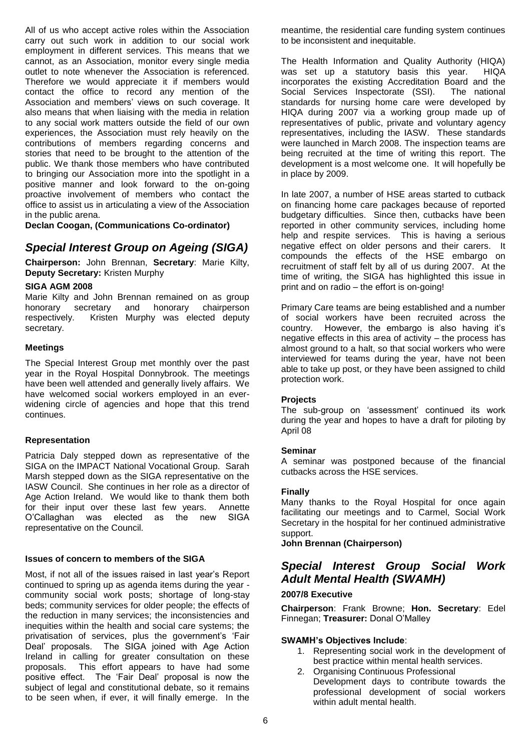All of us who accept active roles within the Association carry out such work in addition to our social work employment in different services. This means that we cannot, as an Association, monitor every single media outlet to note whenever the Association is referenced. Therefore we would appreciate it if members would contact the office to record any mention of the Association and members' views on such coverage. It also means that when liaising with the media in relation to any social work matters outside the field of our own experiences, the Association must rely heavily on the contributions of members regarding concerns and stories that need to be brought to the attention of the public. We thank those members who have contributed to bringing our Association more into the spotlight in a positive manner and look forward to the on-going proactive involvement of members who contact the office to assist us in articulating a view of the Association in the public arena.

**Declan Coogan, (Communications Co-ordinator)**

## *Special Interest Group on Ageing (SIGA)*

**Chairperson:** John Brennan, **Secretary**: Marie Kilty, **Deputy Secretary:** Kristen Murphy

**SIGA AGM 2008**

Marie Kilty and John Brennan remained on as group honorary secretary and honorary chairperson respectively. Kristen Murphy was elected deputy secretary.

**Meetings**

The Special Interest Group met monthly over the past year in the Royal Hospital Donnybrook. The meetings have been well attended and generally lively affairs. We have welcomed social workers employed in an ever-widening circle of agencies and hope that this trend continues.

**Representation**

Patricia Daly stepped down as representative of the SIGA on the IMPACT National Vocational Group. Sarah Marsh stepped down as the SIGA representative on the IASW Council. She continues in her role as a director of Age Action Ireland. We would like to thank them both for their input over these last few years. Annette O'Callaghan was elected as the new SIGA representative on the Council.

**Issues of concern to members of the SIGA**

Most, if not all of the issues raised in last year's Report continued to spring up as agenda items during the year - community social work posts; shortage of long-stay beds; community services for older people; the effects of the reduction in many services; the inconsistencies and inequities within the health and social care systems; the privatisation of services, plus the government's 'Fair Deal' proposals. The SIGA joined with Age Action Ireland in calling for greater consultation on these proposals. This effort appears to have had some positive effect. The 'Fair Deal' proposal is now the subject of legal and constitutional debate, so it remains to be seen when, if ever, it will finally emerge. In the meantime, the residential care funding system continues to be inconsistent and inequitable.

The Health Information and Quality Authority (HIQA) was set up a statutory basis this year. HIQA incorporates the existing Accreditation Board and the Social Services Inspectorate (SSI). The national standards for nursing home care were developed by HIQA during 2007 via a working group made up of representatives of public, private and voluntary agency representatives, including the IASW. These standards were launched in March 2008. The inspection teams are being recruited at the time of writing this report. The development is a most welcome one. It will hopefully be in place by 2009.

In late 2007, a number of HSE areas started to cutback on financing home care packages because of reported budgetary difficulties. Since then, cutbacks have been reported in other community services, including home help and respite services. This is having a serious negative effect on older persons and their carers. It compounds the effects of the HSE embargo on recruitment of staff felt by all of us during 2007. At the time of writing, the SIGA has highlighted this issue in print and on radio – the effort is on-going!

Primary Care teams are being established and a number of social workers have been recruited across the country. However, the embargo is also having it's negative effects in this area of activity – the process has almost ground to a halt, so that social workers who were interviewed for teams during the year, have not been able to take up post, or they have been assigned to child protection work.

**Projects**

The sub-group on 'assessment' continued its work during the year and hopes to have a draft for piloting by April 08

**Seminar**

A seminar was postponed because of the financial cutbacks across the HSE services.

**Finally**

Many thanks to the Royal Hospital for once again facilitating our meetings and to Carmel, Social Work Secretary in the hospital for her continued administrative support.

**John Brennan (Chairperson)**

## *Special Interest Group Social Work Adult Mental Health (SWAMH)*

**2007/8 Executive**

**Chairperson**: Frank Browne; **Hon. Secretary**: Edel Finnegan; **Treasurer:** Donal O'Malley

**SWAMH's Objectives Include**:

1. Representing social work in the development of best practice within mental health services.
2. Organising Continuous Professional Development days to contribute towards the professional development of social workers within adult mental health.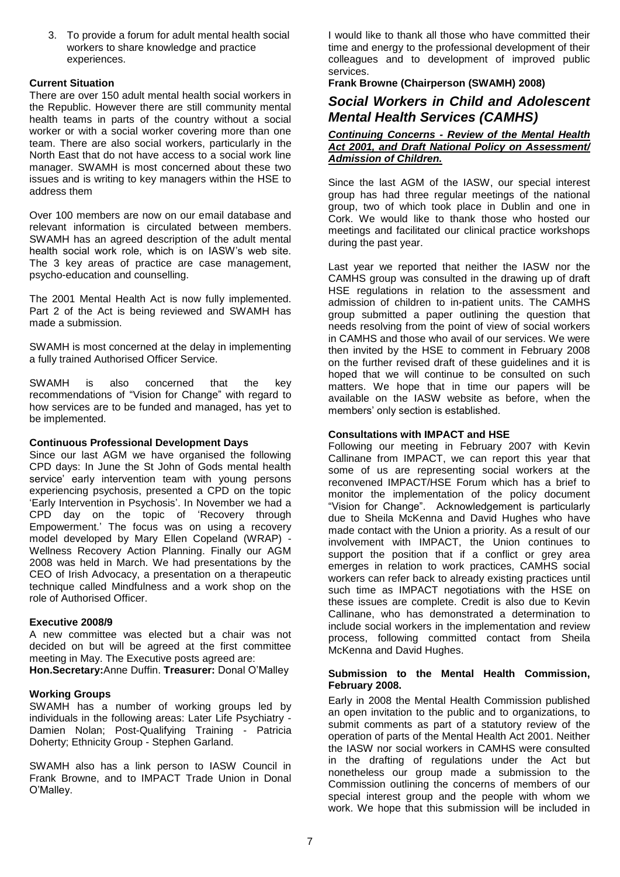3. To provide a forum for adult mental health social workers to share knowledge and practice experiences.

**Current Situation**

There are over 150 adult mental health social workers in the Republic. However there are still community mental health teams in parts of the country without a social worker or with a social worker covering more than one team. There are also social workers, particularly in the North East that do not have access to a social work line manager. SWAMH is most concerned about these two issues and is writing to key managers within the HSE to address them

Over 100 members are now on our email database and relevant information is circulated between members. SWAMH has an agreed description of the adult mental health social work role, which is on IASW's web site. The 3 key areas of practice are case management, psycho-education and counselling.

The 2001 Mental Health Act is now fully implemented. Part 2 of the Act is being reviewed and SWAMH has made a submission.

SWAMH is most concerned at the delay in implementing a fully trained Authorised Officer Service.

SWAMH is also concerned that the key recommendations of "Vision for Change" with regard to how services are to be funded and managed, has yet to be implemented.

**Continuous Professional Development Days**

Since our last AGM we have organised the following CPD days: In June the St John of Gods mental health service' early intervention team with young persons experiencing psychosis, presented a CPD on the topic 'Early Intervention in Psychosis'. In November we had a CPD day on the topic of 'Recovery through Empowerment.' The focus was on using a recovery model developed by Mary Ellen Copeland (WRAP) - Wellness Recovery Action Planning. Finally our AGM 2008 was held in March. We had presentations by the CEO of Irish Advocacy, a presentation on a therapeutic technique called Mindfulness and a work shop on the role of Authorised Officer.

**Executive 2008/9**

A new committee was elected but a chair was not decided on but will be agreed at the first committee meeting in May. The Executive posts agreed are:
**Hon.Secretary:**Anne Duffin. **Treasurer:** Donal O'Malley

**Working Groups**

SWAMH has a number of working groups led by individuals in the following areas: Later Life Psychiatry - Damien Nolan; Post-Qualifying Training - Patricia Doherty; Ethnicity Group - Stephen Garland.

SWAMH also has a link person to IASW Council in Frank Browne, and to IMPACT Trade Union in Donal O'Malley.

I would like to thank all those who have committed their time and energy to the professional development of their colleagues and to development of improved public services.

**Frank Browne (Chairperson (SWAMH) 2008)**

## *Social Workers in Child and Adolescent Mental Health Services (CAMHS)*

***Continuing Concerns - Review of the Mental Health Act 2001, and Draft National Policy on Assessment/ Admission of Children.***

Since the last AGM of the IASW, our special interest group has had three regular meetings of the national group, two of which took place in Dublin and one in Cork. We would like to thank those who hosted our meetings and facilitated our clinical practice workshops during the past year.

Last year we reported that neither the IASW nor the CAMHS group was consulted in the drawing up of draft HSE regulations in relation to the assessment and admission of children to in-patient units. The CAMHS group submitted a paper outlining the question that needs resolving from the point of view of social workers in CAMHS and those who avail of our services. We were then invited by the HSE to comment in February 2008 on the further revised draft of these guidelines and it is hoped that we will continue to be consulted on such matters. We hope that in time our papers will be available on the IASW website as before, when the members' only section is established.

**Consultations with IMPACT and HSE**

Following our meeting in February 2007 with Kevin Callinane from IMPACT, we can report this year that some of us are representing social workers at the reconvened IMPACT/HSE Forum which has a brief to monitor the implementation of the policy document "Vision for Change". Acknowledgement is particularly due to Sheila McKenna and David Hughes who have made contact with the Union a priority. As a result of our involvement with IMPACT, the Union continues to support the position that if a conflict or grey area emerges in relation to work practices, CAMHS social workers can refer back to already existing practices until such time as IMPACT negotiations with the HSE on these issues are complete. Credit is also due to Kevin Callinane, who has demonstrated a determination to include social workers in the implementation and review process, following committed contact from Sheila McKenna and David Hughes.

**Submission to the Mental Health Commission, February 2008.**

Early in 2008 the Mental Health Commission published an open invitation to the public and to organizations, to submit comments as part of a statutory review of the operation of parts of the Mental Health Act 2001. Neither the IASW nor social workers in CAMHS were consulted in the drafting of regulations under the Act but nonetheless our group made a submission to the Commission outlining the concerns of members of our special interest group and the people with whom we work. We hope that this submission will be included in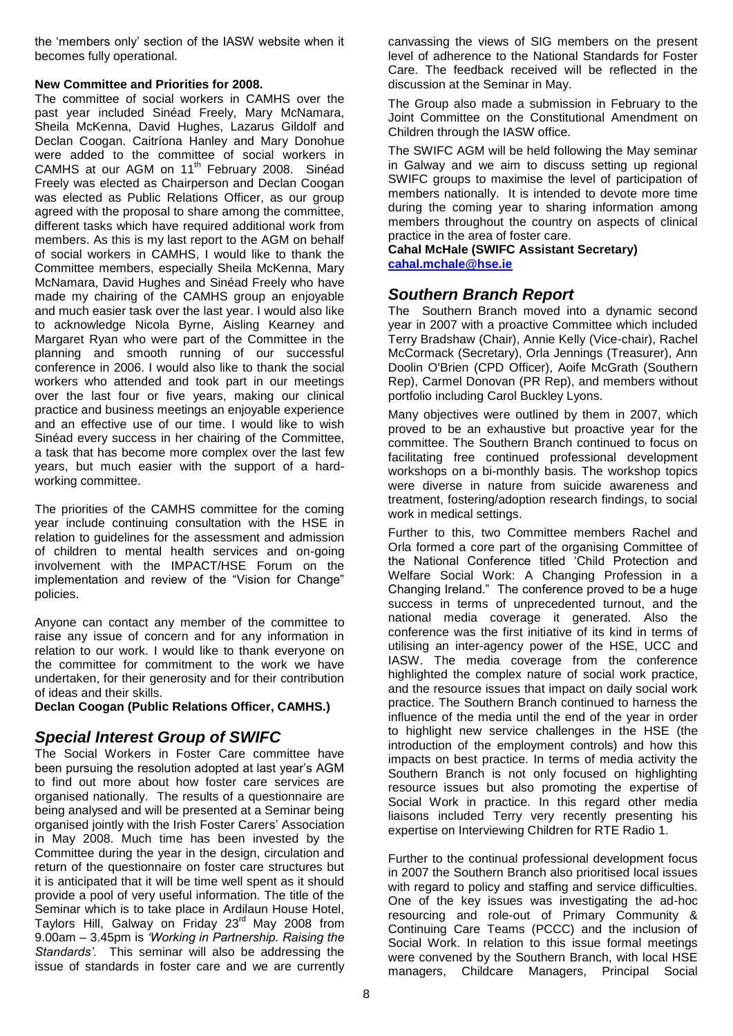the 'members only' section of the IASW website when it becomes fully operational.

**New Committee and Priorities for 2008.**

The committee of social workers in CAMHS over the past year included Sinéad Freely, Mary McNamara, Sheila McKenna, David Hughes, Lazarus Gildolf and Declan Coogan. Caitríona Hanley and Mary Donohue were added to the committee of social workers in CAMHS at our AGM on 11th February 2008. Sinéad Freely was elected as Chairperson and Declan Coogan was elected as Public Relations Officer, as our group agreed with the proposal to share among the committee, different tasks which have required additional work from members. As this is my last report to the AGM on behalf of social workers in CAMHS, I would like to thank the Committee members, especially Sheila McKenna, Mary McNamara, David Hughes and Sinéad Freely who have made my chairing of the CAMHS group an enjoyable and much easier task over the last year. I would also like to acknowledge Nicola Byrne, Aisling Kearney and Margaret Ryan who were part of the Committee in the planning and smooth running of our successful conference in 2006. I would also like to thank the social workers who attended and took part in our meetings over the last four or five years, making our clinical practice and business meetings an enjoyable experience and an effective use of our time. I would like to wish Sinéad every success in her chairing of the Committee, a task that has become more complex over the last few years, but much easier with the support of a hard-working committee.

The priorities of the CAMHS committee for the coming year include continuing consultation with the HSE in relation to guidelines for the assessment and admission of children to mental health services and on-going involvement with the IMPACT/HSE Forum on the implementation and review of the "Vision for Change" policies.

Anyone can contact any member of the committee to raise any issue of concern and for any information in relation to our work. I would like to thank everyone on the committee for commitment to the work we have undertaken, for their generosity and for their contribution of ideas and their skills.

**Declan Coogan (Public Relations Officer, CAMHS.)**

## *Special Interest Group of SWIFC*

The Social Workers in Foster Care committee have been pursuing the resolution adopted at last year's AGM to find out more about how foster care services are organised nationally. The results of a questionnaire are being analysed and will be presented at a Seminar being organised jointly with the Irish Foster Carers' Association in May 2008. Much time has been invested by the Committee during the year in the design, circulation and return of the questionnaire on foster care structures but it is anticipated that it will be time well spent as it should provide a pool of very useful information. The title of the Seminar which is to take place in Ardilaun House Hotel, Taylors Hill, Galway on Friday 23rd May 2008 from 9.00am – 3.45pm is *'Working in Partnership. Raising the Standards'.* This seminar will also be addressing the issue of standards in foster care and we are currently canvassing the views of SIG members on the present level of adherence to the National Standards for Foster Care. The feedback received will be reflected in the discussion at the Seminar in May.

The Group also made a submission in February to the Joint Committee on the Constitutional Amendment on Children through the IASW office.

The SWIFC AGM will be held following the May seminar in Galway and we aim to discuss setting up regional SWIFC groups to maximise the level of participation of members nationally. It is intended to devote more time during the coming year to sharing information among members throughout the country on aspects of clinical practice in the area of foster care.

**Cahal McHale (SWIFC Assistant Secretary)**
**cahal.mchale@hse.ie**

## *Southern Branch Report*

The Southern Branch moved into a dynamic second year in 2007 with a proactive Committee which included Terry Bradshaw (Chair), Annie Kelly (Vice-chair), Rachel McCormack (Secretary), Orla Jennings (Treasurer), Ann Doolin O'Brien (CPD Officer), Aoife McGrath (Southern Rep), Carmel Donovan (PR Rep), and members without portfolio including Carol Buckley Lyons.

Many objectives were outlined by them in 2007, which proved to be an exhaustive but proactive year for the committee. The Southern Branch continued to focus on facilitating free continued professional development workshops on a bi-monthly basis. The workshop topics were diverse in nature from suicide awareness and treatment, fostering/adoption research findings, to social work in medical settings.

Further to this, two Committee members Rachel and Orla formed a core part of the organising Committee of the National Conference titled 'Child Protection and Welfare Social Work: A Changing Profession in a Changing Ireland." The conference proved to be a huge success in terms of unprecedented turnout, and the national media coverage it generated. Also the conference was the first initiative of its kind in terms of utilising an inter-agency power of the HSE, UCC and IASW. The media coverage from the conference highlighted the complex nature of social work practice, and the resource issues that impact on daily social work practice. The Southern Branch continued to harness the influence of the media until the end of the year in order to highlight new service challenges in the HSE (the introduction of the employment controls) and how this impacts on best practice. In terms of media activity the Southern Branch is not only focused on highlighting resource issues but also promoting the expertise of Social Work in practice. In this regard other media liaisons included Terry very recently presenting his expertise on Interviewing Children for RTE Radio 1.

Further to the continual professional development focus in 2007 the Southern Branch also prioritised local issues with regard to policy and staffing and service difficulties. One of the key issues was investigating the ad-hoc resourcing and role-out of Primary Community & Continuing Care Teams (PCCC) and the inclusion of Social Work. In relation to this issue formal meetings were convened by the Southern Branch, with local HSE managers, Childcare Managers, Principal Social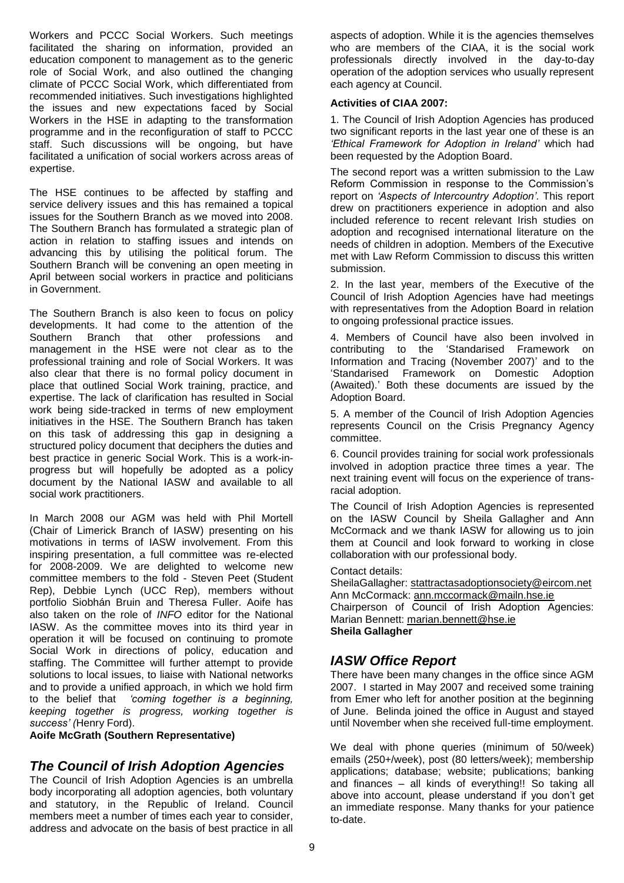Workers and PCCC Social Workers. Such meetings facilitated the sharing on information, provided an education component to management as to the generic role of Social Work, and also outlined the changing climate of PCCC Social Work, which differentiated from recommended initiatives. Such investigations highlighted the issues and new expectations faced by Social Workers in the HSE in adapting to the transformation programme and in the reconfiguration of staff to PCCC staff. Such discussions will be ongoing, but have facilitated a unification of social workers across areas of expertise.

The HSE continues to be affected by staffing and service delivery issues and this has remained a topical issues for the Southern Branch as we moved into 2008. The Southern Branch has formulated a strategic plan of action in relation to staffing issues and intends on advancing this by utilising the political forum. The Southern Branch will be convening an open meeting in April between social workers in practice and politicians in Government.

The Southern Branch is also keen to focus on policy developments. It had come to the attention of the Southern Branch that other professions and management in the HSE were not clear as to the professional training and role of Social Workers. It was also clear that there is no formal policy document in place that outlined Social Work training, practice, and expertise. The lack of clarification has resulted in Social work being side-tracked in terms of new employment initiatives in the HSE. The Southern Branch has taken on this task of addressing this gap in designing a structured policy document that deciphers the duties and best practice in generic Social Work. This is a work-in-progress but will hopefully be adopted as a policy document by the National IASW and available to all social work practitioners.

In March 2008 our AGM was held with Phil Mortell (Chair of Limerick Branch of IASW) presenting on his motivations in terms of IASW involvement. From this inspiring presentation, a full committee was re-elected for 2008-2009. We are delighted to welcome new committee members to the fold - Steven Peet (Student Rep), Debbie Lynch (UCC Rep), members without portfolio Siobhán Bruin and Theresa Fuller. Aoife has also taken on the role of *INFO* editor for the National IASW. As the committee moves into its third year in operation it will be focused on continuing to promote Social Work in directions of policy, education and staffing. The Committee will further attempt to provide solutions to local issues, to liaise with National networks and to provide a unified approach, in which we hold firm to the belief that *'coming together is a beginning, keeping together is progress, working together is success' (*Henry Ford).

**Aoife McGrath (Southern Representative)**

## *The Council of Irish Adoption Agencies*

The Council of Irish Adoption Agencies is an umbrella body incorporating all adoption agencies, both voluntary and statutory, in the Republic of Ireland. Council members meet a number of times each year to consider, address and advocate on the basis of best practice in all aspects of adoption. While it is the agencies themselves who are members of the CIAA, it is the social work professionals directly involved in the day-to-day operation of the adoption services who usually represent each agency at Council.

**Activities of CIAA 2007:**

1. The Council of Irish Adoption Agencies has produced two significant reports in the last year one of these is an *'Ethical Framework for Adoption in Ireland'* which had been requested by the Adoption Board.

The second report was a written submission to the Law Reform Commission in response to the Commission's report on *'Aspects of Intercountry Adoption'*. This report drew on practitioners experience in adoption and also included reference to recent relevant Irish studies on adoption and recognised international literature on the needs of children in adoption. Members of the Executive met with Law Reform Commission to discuss this written submission.

2. In the last year, members of the Executive of the Council of Irish Adoption Agencies have had meetings with representatives from the Adoption Board in relation to ongoing professional practice issues.

4. Members of Council have also been involved in contributing to the 'Standarised Framework on Information and Tracing (November 2007)' and to the 'Standarised Framework on Domestic Adoption (Awaited).' Both these documents are issued by the Adoption Board.

5. A member of the Council of Irish Adoption Agencies represents Council on the Crisis Pregnancy Agency committee.

6. Council provides training for social work professionals involved in adoption practice three times a year. The next training event will focus on the experience of trans-racial adoption.

The Council of Irish Adoption Agencies is represented on the IASW Council by Sheila Gallagher and Ann McCormack and we thank IASW for allowing us to join them at Council and look forward to working in close collaboration with our professional body.

Contact details:
SheilaGallagher: stattractasadoptionsociety@eircom.net
Ann McCormack: ann.mccormack@mailn.hse.ie
Chairperson of Council of Irish Adoption Agencies: Marian Bennett: marian.bennett@hse.ie
**Sheila Gallagher**

## *IASW Office Report*

There have been many changes in the office since AGM 2007. I started in May 2007 and received some training from Emer who left for another position at the beginning of June. Belinda joined the office in August and stayed until November when she received full-time employment.

We deal with phone queries (minimum of 50/week) emails (250+/week), post (80 letters/week); membership applications; database; website; publications; banking and finances – all kinds of everything!! So taking all above into account, please understand if you don't get an immediate response. Many thanks for your patience to-date.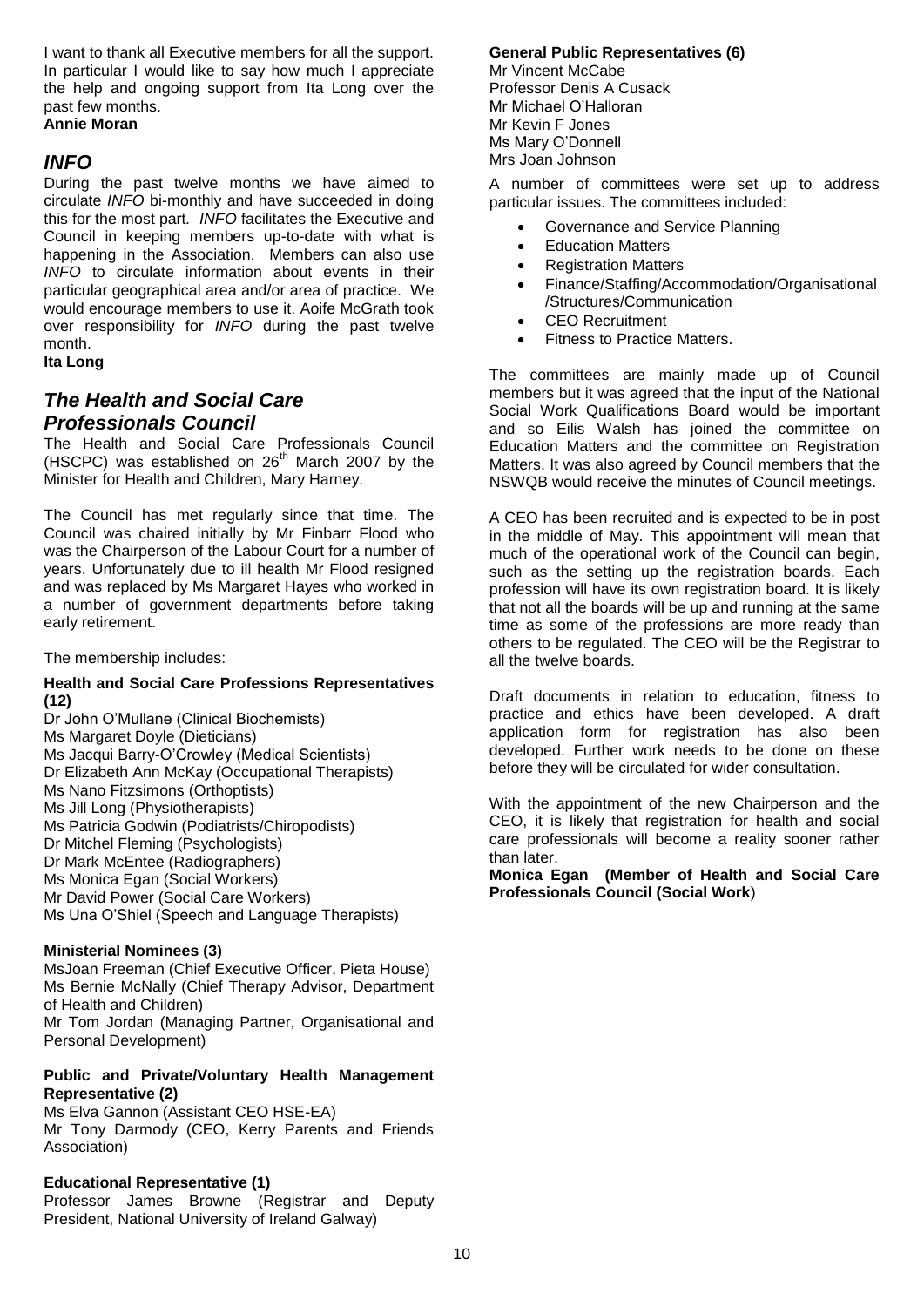I want to thank all Executive members for all the support. In particular I would like to say how much I appreciate the help and ongoing support from Ita Long over the past few months.

**Annie Moran**

## *INFO*

During the past twelve months we have aimed to circulate *INFO* bi-monthly and have succeeded in doing this for the most part. *INFO* facilitates the Executive and Council in keeping members up-to-date with what is happening in the Association. Members can also use *INFO* to circulate information about events in their particular geographical area and/or area of practice. We would encourage members to use it. Aoife McGrath took over responsibility for *INFO* during the past twelve month.

**Ita Long**

## *The Health and Social Care Professionals Council*

The Health and Social Care Professionals Council (HSCPC) was established on 26th March 2007 by the Minister for Health and Children, Mary Harney.

The Council has met regularly since that time. The Council was chaired initially by Mr Finbarr Flood who was the Chairperson of the Labour Court for a number of years. Unfortunately due to ill health Mr Flood resigned and was replaced by Ms Margaret Hayes who worked in a number of government departments before taking early retirement.

The membership includes:

**Health and Social Care Professions Representatives (12)**

Dr John O'Mullane (Clinical Biochemists)
Ms Margaret Doyle (Dieticians)
Ms Jacqui Barry-O'Crowley (Medical Scientists)
Dr Elizabeth Ann McKay (Occupational Therapists)
Ms Nano Fitzsimons (Orthoptists)
Ms Jill Long (Physiotherapists)
Ms Patricia Godwin (Podiatrists/Chiropodists)
Dr Mitchel Fleming (Psychologists)
Dr Mark McEntee (Radiographers)
Ms Monica Egan (Social Workers)
Mr David Power (Social Care Workers)
Ms Una O'Shiel (Speech and Language Therapists)

**Ministerial Nominees (3)**

MsJoan Freeman (Chief Executive Officer, Pieta House)
Ms Bernie McNally (Chief Therapy Advisor, Department of Health and Children)
Mr Tom Jordan (Managing Partner, Organisational and Personal Development)

**Public and Private/Voluntary Health Management Representative (2)**

Ms Elva Gannon (Assistant CEO HSE-EA)
Mr Tony Darmody (CEO, Kerry Parents and Friends Association)

**Educational Representative (1)**

Professor James Browne (Registrar and Deputy President, National University of Ireland Galway)

**General Public Representatives (6)**

Mr Vincent McCabe
Professor Denis A Cusack
Mr Michael O'Halloran
Mr Kevin F Jones
Ms Mary O'Donnell
Mrs Joan Johnson

A number of committees were set up to address particular issues. The committees included:

- Governance and Service Planning
- Education Matters
- Registration Matters
- Finance/Staffing/Accommodation/Organisational /Structures/Communication
- CEO Recruitment
- Fitness to Practice Matters.

The committees are mainly made up of Council members but it was agreed that the input of the National Social Work Qualifications Board would be important and so Eilis Walsh has joined the committee on Education Matters and the committee on Registration Matters. It was also agreed by Council members that the NSWQB would receive the minutes of Council meetings.

A CEO has been recruited and is expected to be in post in the middle of May. This appointment will mean that much of the operational work of the Council can begin, such as the setting up the registration boards. Each profession will have its own registration board. It is likely that not all the boards will be up and running at the same time as some of the professions are more ready than others to be regulated. The CEO will be the Registrar to all the twelve boards.

Draft documents in relation to education, fitness to practice and ethics have been developed. A draft application form for registration has also been developed. Further work needs to be done on these before they will be circulated for wider consultation.

With the appointment of the new Chairperson and the CEO, it is likely that registration for health and social care professionals will become a reality sooner rather than later.

**Monica Egan (Member of Health and Social Care Professionals Council (Social Work**)